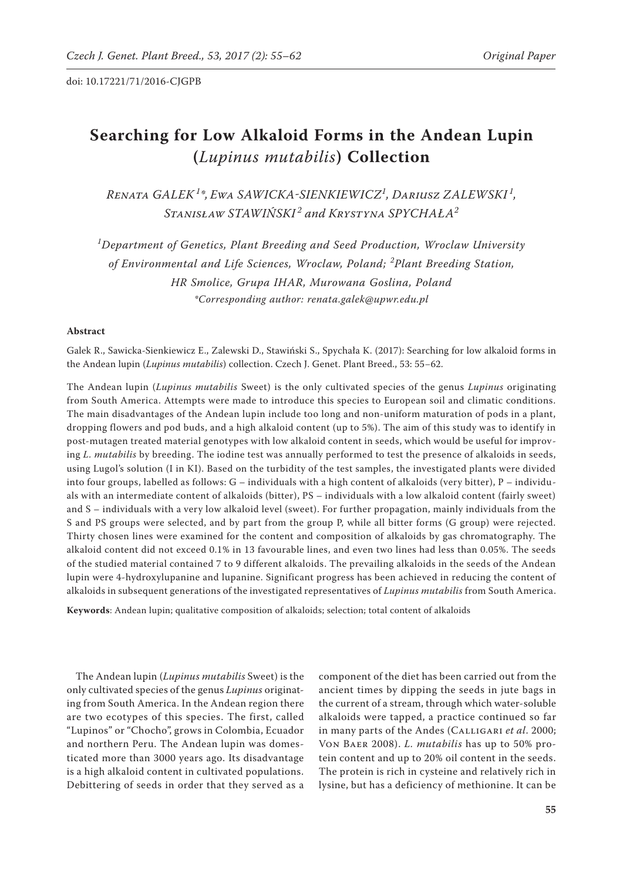doi: 10.17221/71/2016-CJGPB

# Searching for Low Alkaloid Forms in the Andean Lupin (*Lupinus mutabilis*) Collection

*Renata GALEK[1]\*, Ewa SAWICKA-SIENKIEWICZ[1], Dariusz ZALEWSKI[1], Stanisław STAWIŃSKI[2] and Krystyna SPYCHAŁA[2]*

*[1]Department of Genetics, Plant Breeding and Seed Production, Wroclaw University of Environmental and Life Sciences, Wroclaw, Poland; [2]Plant Breeding Station, HR Smolice, Grupa IHAR, Murowana Goslina, Poland*

*\*Corresponding author: renata.galek@upwr.edu.pl*

### Abstract

Galek R., Sawicka-Sienkiewicz E., Zalewski D., Stawiński S., Spychała K. (2017): Searching for low alkaloid forms in the Andean lupin (*Lupinus mutabilis*) collection. Czech J. Genet. Plant Breed., 53: 55–62.

The Andean lupin (*Lupinus mutabilis* Sweet) is the only cultivated species of the genus *Lupinus* originating from South America. Attempts were made to introduce this species to European soil and climatic conditions. The main disadvantages of the Andean lupin include too long and non-uniform maturation of pods in a plant, dropping flowers and pod buds, and a high alkaloid content (up to 5%). The aim of this study was to identify in post-mutagen treated material genotypes with low alkaloid content in seeds, which would be useful for improving *L. mutabilis* by breeding. The iodine test was annually performed to test the presence of alkaloids in seeds, using Lugol's solution (I in KI). Based on the turbidity of the test samples, the investigated plants were divided into four groups, labelled as follows: G – individuals with a high content of alkaloids (very bitter), P – individuals with an intermediate content of alkaloids (bitter), PS – individuals with a low alkaloid content (fairly sweet) and S – individuals with a very low alkaloid level (sweet). For further propagation, mainly individuals from the S and PS groups were selected, and by part from the group P, while all bitter forms (G group) were rejected. Thirty chosen lines were examined for the content and composition of alkaloids by gas chromatography. The alkaloid content did not exceed 0.1% in 13 favourable lines, and even two lines had less than 0.05%. The seeds of the studied material contained 7 to 9 different alkaloids. The prevailing alkaloids in the seeds of the Andean lupin were 4-hydroxylupanine and lupanine. Significant progress has been achieved in reducing the content of alkaloids in subsequent generations of the investigated representatives of *Lupinus mutabilis* from South America.

**Keywords**: Andean lupin; qualitative composition of alkaloids; selection; total content of alkaloids

The Andean lupin (*Lupinus mutabilis* Sweet) is the only cultivated species of the genus *Lupinus* originating from South America. In the Andean region there are two ecotypes of this species. The first, called "Lupinos" or "Chocho", grows in Colombia, Ecuador and northern Peru. The Andean lupin was domesticated more than 3000 years ago. Its disadvantage is a high alkaloid content in cultivated populations. Debittering of seeds in order that they served as a component of the diet has been carried out from the ancient times by dipping the seeds in jute bags in the current of a stream, through which water-soluble alkaloids were tapped, a practice continued so far in many parts of the Andes (Calligari *et al*. 2000; Von Baer 2008). *L. mutabilis* has up to 50% protein content and up to 20% oil content in the seeds. The protein is rich in cysteine and relatively rich in lysine, but has a deficiency of methionine. It can be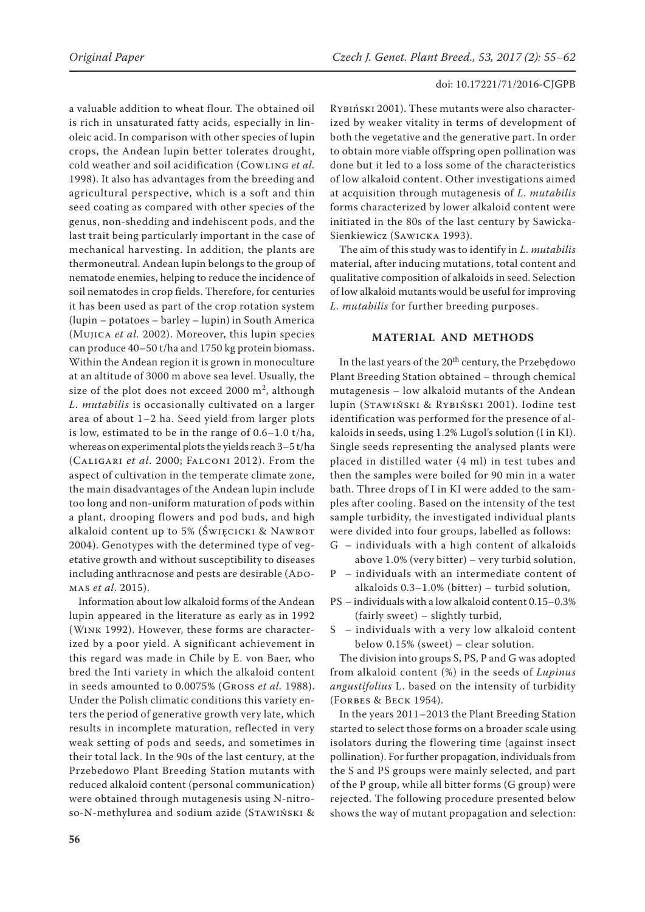a valuable addition to wheat flour. The obtained oil is rich in unsaturated fatty acids, especially in linoleic acid. In comparison with other species of lupin crops, the Andean lupin better tolerates drought, cold weather and soil acidification (Cowling *et al.* 1998). It also has advantages from the breeding and agricultural perspective, which is a soft and thin seed coating as compared with other species of the genus, non-shedding and indehiscent pods, and the last trait being particularly important in the case of mechanical harvesting. In addition, the plants are thermoneutral. Andean lupin belongs to the group of nematode enemies, helping to reduce the incidence of soil nematodes in crop fields. Therefore, for centuries it has been used as part of the crop rotation system (lupin – potatoes – barley – lupin) in South America (Mujica *et al.* 2002). Moreover, this lupin species can produce 40–50 t/ha and 1750 kg protein biomass. Within the Andean region it is grown in monoculture at an altitude of 3000 m above sea level. Usually, the size of the plot does not exceed 2000 m$^2$, although *L. mutabilis* is occasionally cultivated on a larger area of about 1–2 ha. Seed yield from larger plots is low, estimated to be in the range of 0.6–1.0 t/ha, whereas on experimental plots the yields reach 3–5 t/ha (Caligari *et al*. 2000; Falconi 2012). From the aspect of cultivation in the temperate climate zone, the main disadvantages of the Andean lupin include too long and non-uniform maturation of pods within a plant, drooping flowers and pod buds, and high alkaloid content up to 5% (Święcicki & Nawrot 2004). Genotypes with the determined type of vegetative growth and without susceptibility to diseases including anthracnose and pests are desirable (Adomas *et al.* 2015).

Information about low alkaloid forms of the Andean lupin appeared in the literature as early as in 1992 (Wink 1992). However, these forms are characterized by a poor yield. A significant achievement in this regard was made in Chile by E. von Baer, who bred the Inti variety in which the alkaloid content in seeds amounted to 0.0075% (Gross *et al.* 1988). Under the Polish climatic conditions this variety enters the period of generative growth very late, which results in incomplete maturation, reflected in very weak setting of pods and seeds, and sometimes in their total lack. In the 90s of the last century, at the Przebedowo Plant Breeding Station mutants with reduced alkaloid content (personal communication) were obtained through mutagenesis using N-nitroso-N-methylurea and sodium azide (Stawiński & Rybiński 2001). These mutants were also characterized by weaker vitality in terms of development of both the vegetative and the generative part. In order to obtain more viable offspring open pollination was done but it led to a loss some of the characteristics of low alkaloid content. Other investigations aimed at acquisition through mutagenesis of *L. mutabilis* forms characterized by lower alkaloid content were initiated in the 80s of the last century by Sawicka-Sienkiewicz (Sawicka 1993).

The aim of this study was to identify in *L. mutabilis* material, after inducing mutations, total content and qualitative composition of alkaloids in seed. Selection of low alkaloid mutants would be useful for improving *L. mutabilis* for further breeding purposes.

## MATERIAL AND METHODS

In the last years of the 20$^{th}$ century, the Przebędowo Plant Breeding Station obtained – through chemical mutagenesis – low alkaloid mutants of the Andean lupin (Stawiński & Rybiński 2001). Iodine test identification was performed for the presence of alkaloids in seeds, using 1.2% Lugol's solution (I in KI). Single seeds representing the analysed plants were placed in distilled water (4 ml) in test tubes and then the samples were boiled for 90 min in a water bath. Three drops of I in KI were added to the samples after cooling. Based on the intensity of the test sample turbidity, the investigated individual plants were divided into four groups, labelled as follows:

- G – individuals with a high content of alkaloids above 1.0% (very bitter) – very turbid solution,
- P – individuals with an intermediate content of alkaloids 0.3–1.0% (bitter) – turbid solution,
- PS – individuals with a low alkaloid content 0.15–0.3% (fairly sweet) – slightly turbid,
- S – individuals with a very low alkaloid content below 0.15% (sweet) – clear solution.

The division into groups S, PS, P and G was adopted from alkaloid content (%) in the seeds of *Lupinus angustifolius* L. based on the intensity of turbidity (Forbes & Beck 1954).

In the years 2011–2013 the Plant Breeding Station started to select those forms on a broader scale using isolators during the flowering time (against insect pollination). For further propagation, individuals from the S and PS groups were mainly selected, and part of the P group, while all bitter forms (G group) were rejected. The following procedure presented below shows the way of mutant propagation and selection: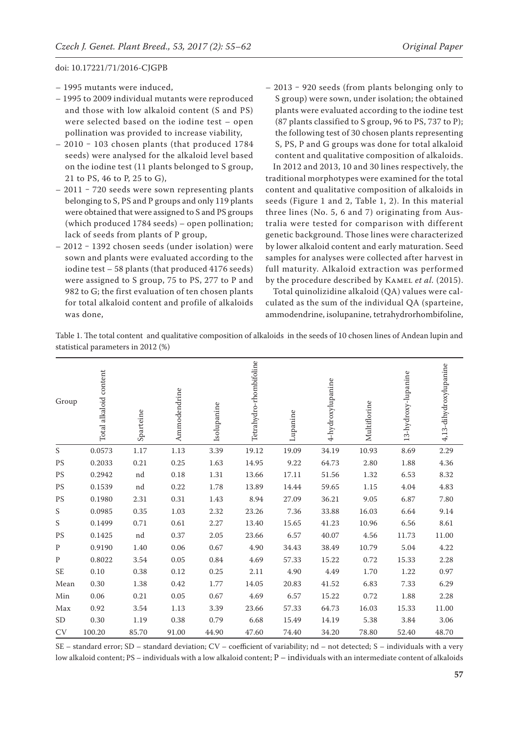– 1995 mutants were induced,
– 1995 to 2009 individual mutants were reproduced and those with low alkaloid content (S and PS) were selected based on the iodine test – open pollination was provided to increase viability,
– 2010 – 103 chosen plants (that produced 1784 seeds) were analysed for the alkaloid level based on the iodine test (11 plants belonged to S group, 21 to PS, 46 to P, 25 to G),
– 2011 – 720 seeds were sown representing plants belonging to S, PS and P groups and only 119 plants were obtained that were assigned to S and PS groups (which produced 1784 seeds) – open pollination; lack of seeds from plants of P group,
– 2012 – 1392 chosen seeds (under isolation) were sown and plants were evaluated according to the iodine test – 58 plants (that produced 4176 seeds) were assigned to S group, 75 to PS, 277 to P and 982 to G; the first evaluation of ten chosen plants for total alkaloid content and profile of alkaloids was done,
– 2013 – 920 seeds (from plants belonging only to S group) were sown, under isolation; the obtained plants were evaluated according to the iodine test (87 plants classified to S group, 96 to PS, 737 to P); the following test of 30 chosen plants representing S, PS, P and G groups was done for total alkaloid content and qualitative composition of alkaloids.

In 2012 and 2013, 10 and 30 lines respectively, the traditional morphotypes were examined for the total content and qualitative composition of alkaloids in seeds (Figure 1 and 2, Table 1, 2). In this material three lines (No. 5, 6 and 7) originating from Australia were tested for comparison with different genetic background. Those lines were characterized by lower alkaloid content and early maturation. Seed samples for analyses were collected after harvest in full maturity. Alkaloid extraction was performed by the procedure described by Kamel *et al.* (2015).

Total quinolizidine alkaloid (QA) values were calculated as the sum of the individual QA (sparteine, ammodendrine, isolupanine, tetrahydrorhombifoline,

Table 1. The total content and qualitative composition of alkaloids in the seeds of 10 chosen lines of Andean lupin and statistical parameters in 2012 (%)

| Group | Total alkaloid content | Sparteine | Ammodendrine | Isolupanine | Tetrahydro-rhombifoline | Lupanine | 4-hydroxylupanine | Multiflorine | 13-hydroxy-lupanine | 4,13-dihydroxylupanine |
|---|---|---|---|---|---|---|---|---|---|---|
| S | 0.0573 | 1.17 | 1.13 | 3.39 | 19.12 | 19.09 | 34.19 | 10.93 | 8.69 | 2.29 |
| PS | 0.2033 | 0.21 | 0.25 | 1.63 | 14.95 | 9.22 | 64.73 | 2.80 | 1.88 | 4.36 |
| PS | 0.2942 | nd | 0.18 | 1.31 | 13.66 | 17.11 | 51.56 | 1.32 | 6.53 | 8.32 |
| PS | 0.1539 | nd | 0.22 | 1.78 | 13.89 | 14.44 | 59.65 | 1.15 | 4.04 | 4.83 |
| PS | 0.1980 | 2.31 | 0.31 | 1.43 | 8.94 | 27.09 | 36.21 | 9.05 | 6.87 | 7.80 |
| S | 0.0985 | 0.35 | 1.03 | 2.32 | 23.26 | 7.36 | 33.88 | 16.03 | 6.64 | 9.14 |
| S | 0.1499 | 0.71 | 0.61 | 2.27 | 13.40 | 15.65 | 41.23 | 10.96 | 6.56 | 8.61 |
| PS | 0.1425 | nd | 0.37 | 2.05 | 23.66 | 6.57 | 40.07 | 4.56 | 11.73 | 11.00 |
| P | 0.9190 | 1.40 | 0.06 | 0.67 | 4.90 | 34.43 | 38.49 | 10.79 | 5.04 | 4.22 |
| P | 0.8022 | 3.54 | 0.05 | 0.84 | 4.69 | 57.33 | 15.22 | 0.72 | 15.33 | 2.28 |
| SE | 0.10 | 0.38 | 0.12 | 0.25 | 2.11 | 4.90 | 4.49 | 1.70 | 1.22 | 0.97 |
| Mean | 0.30 | 1.38 | 0.42 | 1.77 | 14.05 | 20.83 | 41.52 | 6.83 | 7.33 | 6.29 |
| Min | 0.06 | 0.21 | 0.05 | 0.67 | 4.69 | 6.57 | 15.22 | 0.72 | 1.88 | 2.28 |
| Max | 0.92 | 3.54 | 1.13 | 3.39 | 23.66 | 57.33 | 64.73 | 16.03 | 15.33 | 11.00 |
| SD | 0.30 | 1.19 | 0.38 | 0.79 | 6.68 | 15.49 | 14.19 | 5.38 | 3.84 | 3.06 |
| CV | 100.20 | 85.70 | 91.00 | 44.90 | 47.60 | 74.40 | 34.20 | 78.80 | 52.40 | 48.70 |

SE – standard error; SD – standard deviation; CV – coefficient of variability; nd – not detected; S – individuals with a very low alkaloid content; PS – individuals with a low alkaloid content; P – individuals with an intermediate content of alkaloids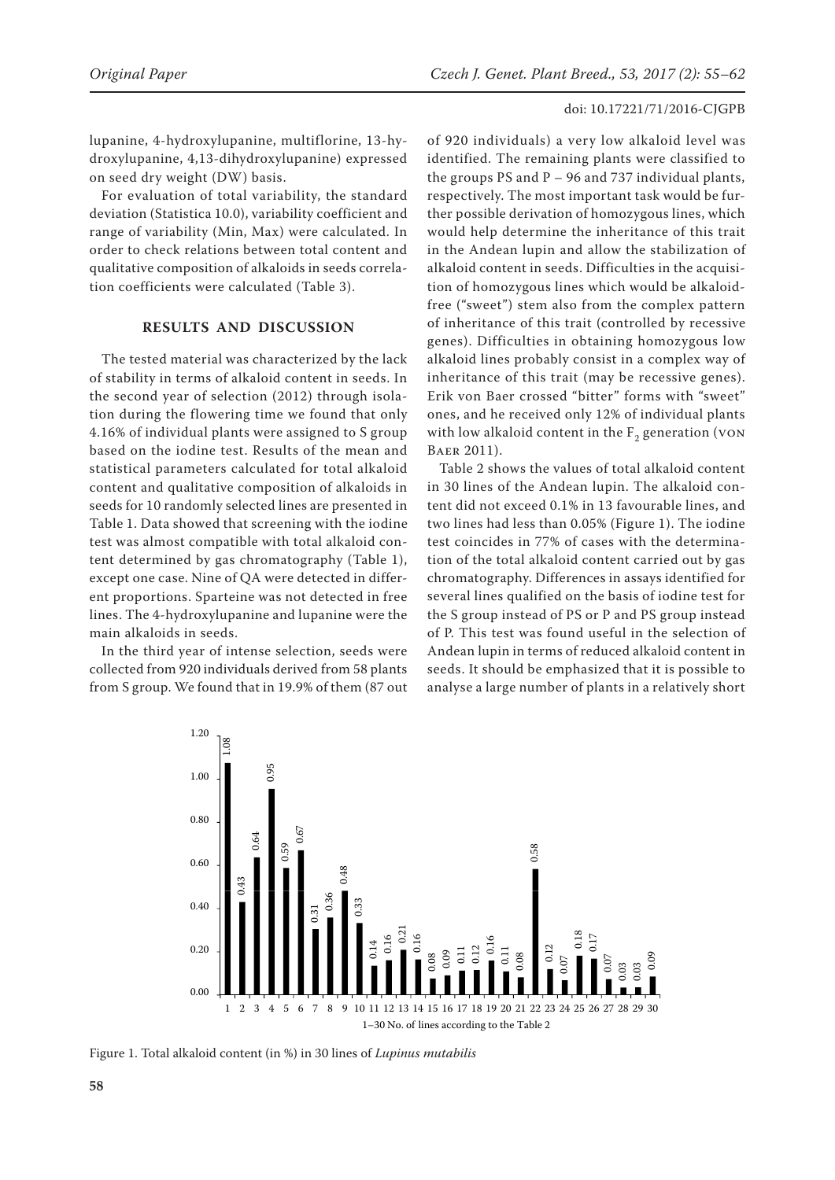lupanine, 4-hydroxylupanine, multiflorine, 13-hydroxylupanine, 4,13-dihydroxylupanine) expressed on seed dry weight (DW) basis.

For evaluation of total variability, the standard deviation (Statistica 10.0), variability coefficient and range of variability (Min, Max) were calculated. In order to check relations between total content and qualitative composition of alkaloids in seeds correlation coefficients were calculated (Table 3).

## RESULTS AND DISCUSSION

The tested material was characterized by the lack of stability in terms of alkaloid content in seeds. In the second year of selection (2012) through isolation during the flowering time we found that only 4.16% of individual plants were assigned to S group based on the iodine test. Results of the mean and statistical parameters calculated for total alkaloid content and qualitative composition of alkaloids in seeds for 10 randomly selected lines are presented in Table 1. Data showed that screening with the iodine test was almost compatible with total alkaloid content determined by gas chromatography (Table 1), except one case. Nine of QA were detected in different proportions. Sparteine was not detected in free lines. The 4-hydroxylupanine and lupanine were the main alkaloids in seeds.

In the third year of intense selection, seeds were collected from 920 individuals derived from 58 plants from S group. We found that in 19.9% of them (87 out of 920 individuals) a very low alkaloid level was identified. The remaining plants were classified to the groups PS and P – 96 and 737 individual plants, respectively. The most important task would be further possible derivation of homozygous lines, which would help determine the inheritance of this trait in the Andean lupin and allow the stabilization of alkaloid content in seeds. Difficulties in the acquisition of homozygous lines which would be alkaloid-free ("sweet") stem also from the complex pattern of inheritance of this trait (controlled by recessive genes). Difficulties in obtaining homozygous low alkaloid lines probably consist in a complex way of inheritance of this trait (may be recessive genes). Erik von Baer crossed "bitter" forms with "sweet" ones, and he received only 12% of individual plants with low alkaloid content in the $F_2$ generation (von Baer 2011).

Table 2 shows the values of total alkaloid content in 30 lines of the Andean lupin. The alkaloid content did not exceed 0.1% in 13 favourable lines, and two lines had less than 0.05% (Figure 1). The iodine test coincides in 77% of cases with the determination of the total alkaloid content carried out by gas chromatography. Differences in assays identified for several lines qualified on the basis of iodine test for the S group instead of PS or P and PS group instead of P. This test was found useful in the selection of Andean lupin in terms of reduced alkaloid content in seeds. It should be emphasized that it is possible to analyse a large number of plants in a relatively short

Figure 1. Total alkaloid content (in %) in 30 lines of *Lupinus mutabilis*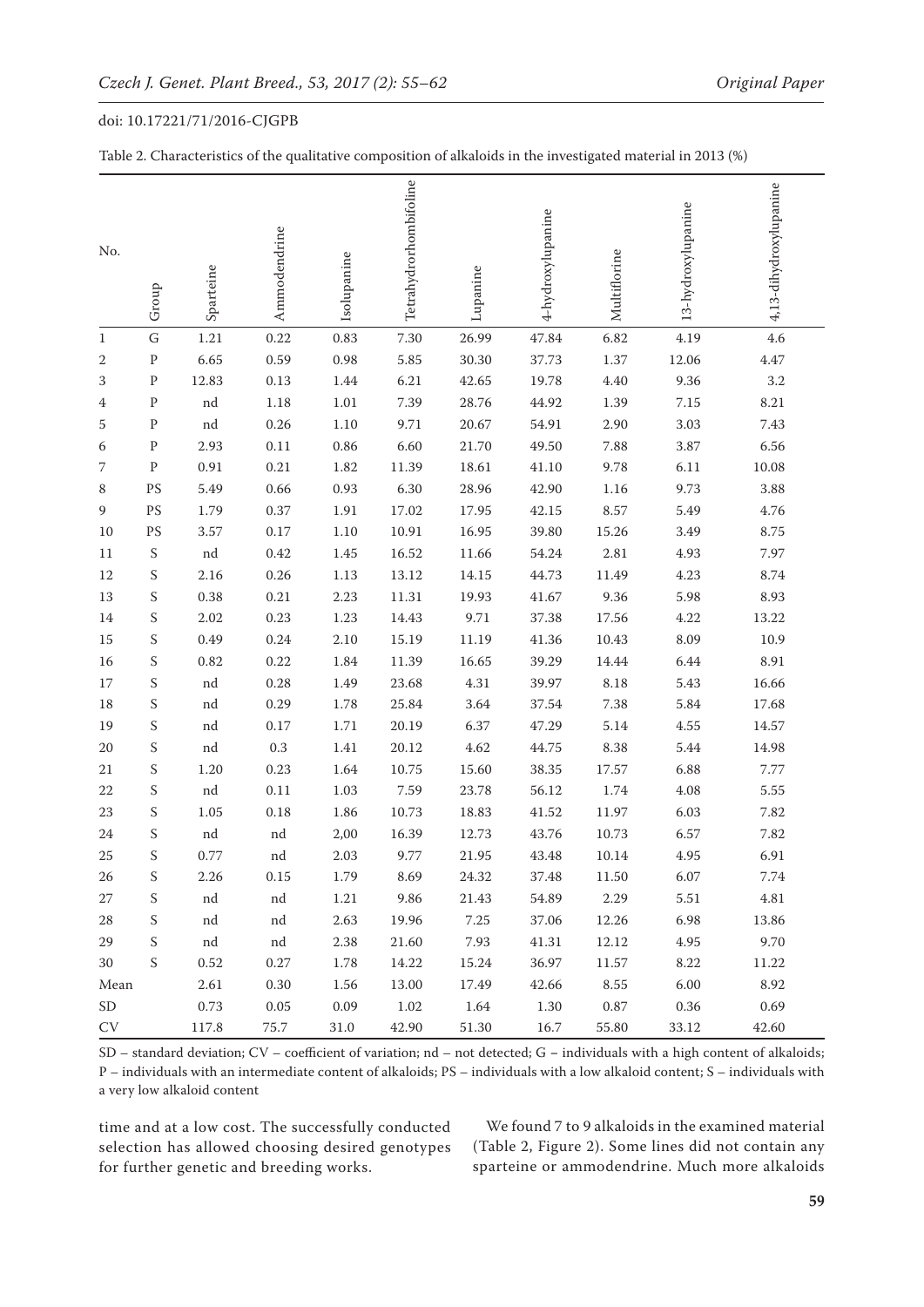Table 2. Characteristics of the qualitative composition of alkaloids in the investigated material in 2013 (%)

| No. | Group | Sparteine | Ammodendrine | Isolupanine | Tetrahydrorhombifoline | Lupanine | 4-hydroxylupanine | Multiflorine | 13-hydroxylupanine | 4,13-dihydroxylupanine |
|---|---|---|---|---|---|---|---|---|---|---|
| 1 | G | 1.21 | 0.22 | 0.83 | 7.30 | 26.99 | 47.84 | 6.82 | 4.19 | 4.6 |
| 2 | P | 6.65 | 0.59 | 0.98 | 5.85 | 30.30 | 37.73 | 1.37 | 12.06 | 4.47 |
| 3 | P | 12.83 | 0.13 | 1.44 | 6.21 | 42.65 | 19.78 | 4.40 | 9.36 | 3.2 |
| 4 | P | nd | 1.18 | 1.01 | 7.39 | 28.76 | 44.92 | 1.39 | 7.15 | 8.21 |
| 5 | P | nd | 0.26 | 1.10 | 9.71 | 20.67 | 54.91 | 2.90 | 3.03 | 7.43 |
| 6 | P | 2.93 | 0.11 | 0.86 | 6.60 | 21.70 | 49.50 | 7.88 | 3.87 | 6.56 |
| 7 | P | 0.91 | 0.21 | 1.82 | 11.39 | 18.61 | 41.10 | 9.78 | 6.11 | 10.08 |
| 8 | PS | 5.49 | 0.66 | 0.93 | 6.30 | 28.96 | 42.90 | 1.16 | 9.73 | 3.88 |
| 9 | PS | 1.79 | 0.37 | 1.91 | 17.02 | 17.95 | 42.15 | 8.57 | 5.49 | 4.76 |
| 10 | PS | 3.57 | 0.17 | 1.10 | 10.91 | 16.95 | 39.80 | 15.26 | 3.49 | 8.75 |
| 11 | S | nd | 0.42 | 1.45 | 16.52 | 11.66 | 54.24 | 2.81 | 4.93 | 7.97 |
| 12 | S | 2.16 | 0.26 | 1.13 | 13.12 | 14.15 | 44.73 | 11.49 | 4.23 | 8.74 |
| 13 | S | 0.38 | 0.21 | 2.23 | 11.31 | 19.93 | 41.67 | 9.36 | 5.98 | 8.93 |
| 14 | S | 2.02 | 0.23 | 1.23 | 14.43 | 9.71 | 37.38 | 17.56 | 4.22 | 13.22 |
| 15 | S | 0.49 | 0.24 | 2.10 | 15.19 | 11.19 | 41.36 | 10.43 | 8.09 | 10.9 |
| 16 | S | 0.82 | 0.22 | 1.84 | 11.39 | 16.65 | 39.29 | 14.44 | 6.44 | 8.91 |
| 17 | S | nd | 0.28 | 1.49 | 23.68 | 4.31 | 39.97 | 8.18 | 5.43 | 16.66 |
| 18 | S | nd | 0.29 | 1.78 | 25.84 | 3.64 | 37.54 | 7.38 | 5.84 | 17.68 |
| 19 | S | nd | 0.17 | 1.71 | 20.19 | 6.37 | 47.29 | 5.14 | 4.55 | 14.57 |
| 20 | S | nd | 0.3 | 1.41 | 20.12 | 4.62 | 44.75 | 8.38 | 5.44 | 14.98 |
| 21 | S | 1.20 | 0.23 | 1.64 | 10.75 | 15.60 | 38.35 | 17.57 | 6.88 | 7.77 |
| 22 | S | nd | 0.11 | 1.03 | 7.59 | 23.78 | 56.12 | 1.74 | 4.08 | 5.55 |
| 23 | S | 1.05 | 0.18 | 1.86 | 10.73 | 18.83 | 41.52 | 11.97 | 6.03 | 7.82 |
| 24 | S | nd | nd | 2,00 | 16.39 | 12.73 | 43.76 | 10.73 | 6.57 | 7.82 |
| 25 | S | 0.77 | nd | 2.03 | 9.77 | 21.95 | 43.48 | 10.14 | 4.95 | 6.91 |
| 26 | S | 2.26 | 0.15 | 1.79 | 8.69 | 24.32 | 37.48 | 11.50 | 6.07 | 7.74 |
| 27 | S | nd | nd | 1.21 | 9.86 | 21.43 | 54.89 | 2.29 | 5.51 | 4.81 |
| 28 | S | nd | nd | 2.63 | 19.96 | 7.25 | 37.06 | 12.26 | 6.98 | 13.86 |
| 29 | S | nd | nd | 2.38 | 21.60 | 7.93 | 41.31 | 12.12 | 4.95 | 9.70 |
| 30 | S | 0.52 | 0.27 | 1.78 | 14.22 | 15.24 | 36.97 | 11.57 | 8.22 | 11.22 |
| Mean | | 2.61 | 0.30 | 1.56 | 13.00 | 17.49 | 42.66 | 8.55 | 6.00 | 8.92 |
| SD | | 0.73 | 0.05 | 0.09 | 1.02 | 1.64 | 1.30 | 0.87 | 0.36 | 0.69 |
| CV | | 117.8 | 75.7 | 31.0 | 42.90 | 51.30 | 16.7 | 55.80 | 33.12 | 42.60 |

SD – standard deviation; CV – coefficient of variation; nd – not detected; G – individuals with a high content of alkaloids; P – individuals with an intermediate content of alkaloids; PS – individuals with a low alkaloid content; S – individuals with a very low alkaloid content

time and at a low cost. The successfully conducted selection has allowed choosing desired genotypes for further genetic and breeding works.

We found 7 to 9 alkaloids in the examined material (Table 2, Figure 2). Some lines did not contain any sparteine or ammodendrine. Much more alkaloids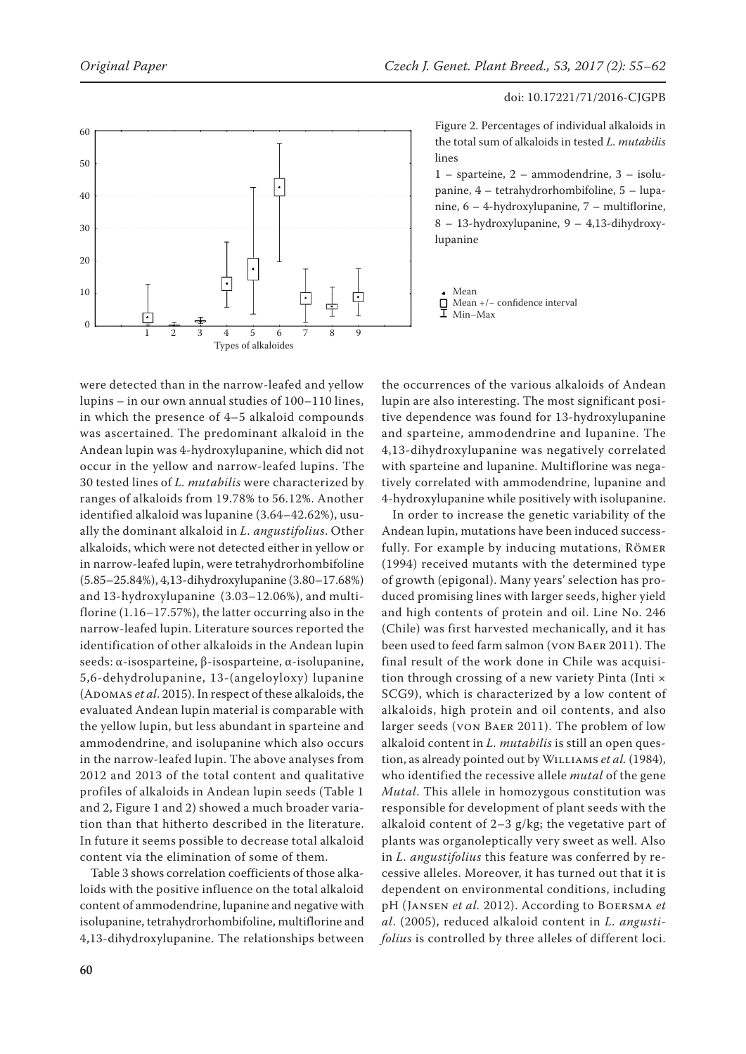Figure 2. Percentages of individual alkaloids in the total sum of alkaloids in tested *L. mutabilis* lines

1 – sparteine, 2 – ammodendrine, 3 – isolupanine, 4 – tetrahydrorhombifoline, 5 – lupanine, 6 – 4-hydroxylupanine, 7 – multiflorine, 8 – 13-hydroxylupanine, 9 – 4,13-dihydroxylupanine

were detected than in the narrow-leafed and yellow lupins – in our own annual studies of 100–110 lines, in which the presence of 4–5 alkaloid compounds was ascertained. The predominant alkaloid in the Andean lupin was 4-hydroxylupanine, which did not occur in the yellow and narrow-leafed lupins. The 30 tested lines of *L. mutabilis* were characterized by ranges of alkaloids from 19.78% to 56.12%. Another identified alkaloid was lupanine (3.64–42.62%), usually the dominant alkaloid in *L. angustifolius*. Other alkaloids, which were not detected either in yellow or in narrow-leafed lupin, were tetrahydrorhombifoline (5.85–25.84%), 4,13-dihydroxylupanine (3.80–17.68%) and 13-hydroxylupanine (3.03–12.06%), and multiflorine (1.16–17.57%), the latter occurring also in the narrow-leafed lupin. Literature sources reported the identification of other alkaloids in the Andean lupin seeds: α-isosparteine, β-isosparteine, α-isolupanine, 5,6-dehydrolupanine, 13-(angeloyloxy) lupanine (Adomas *et al.* 2015). In respect of these alkaloids, the evaluated Andean lupin material is comparable with the yellow lupin, but less abundant in sparteine and ammodendrine, and isolupanine which also occurs in the narrow-leafed lupin. The above analyses from 2012 and 2013 of the total content and qualitative profiles of alkaloids in Andean lupin seeds (Table 1 and 2, Figure 1 and 2) showed a much broader variation than that hitherto described in the literature. In future it seems possible to decrease total alkaloid content via the elimination of some of them.

Table 3 shows correlation coefficients of those alkaloids with the positive influence on the total alkaloid content of ammodendrine, lupanine and negative with isolupanine, tetrahydrorhombifoline, multiflorine and 4,13-dihydroxylupanine. The relationships between the occurrences of the various alkaloids of Andean lupin are also interesting. The most significant positive dependence was found for 13-hydroxylupanine and sparteine, ammodendrine and lupanine. The 4,13-dihydroxylupanine was negatively correlated with sparteine and lupanine. Multiflorine was negatively correlated with ammodendrine, lupanine and 4-hydroxylupanine while positively with isolupanine.

In order to increase the genetic variability of the Andean lupin, mutations have been induced successfully. For example by inducing mutations, Römer (1994) received mutants with the determined type of growth (epigonal). Many years' selection has produced promising lines with larger seeds, higher yield and high contents of protein and oil. Line No. 246 (Chile) was first harvested mechanically, and it has been used to feed farm salmon (von Baer 2011). The final result of the work done in Chile was acquisition through crossing of a new variety Pinta (Inti × SCG9), which is characterized by a low content of alkaloids, high protein and oil contents, and also larger seeds (von Baer 2011). The problem of low alkaloid content in *L. mutabilis* is still an open question, as already pointed out by Williams *et al.* (1984), who identified the recessive allele *mutal* of the gene *Mutal*. This allele in homozygous constitution was responsible for development of plant seeds with the alkaloid content of 2–3 g/kg; the vegetative part of plants was organoleptically very sweet as well. Also in *L. angustifolius* this feature was conferred by recessive alleles. Moreover, it has turned out that it is dependent on environmental conditions, including pH (Jansen *et al.* 2012). According to Boersma *et al*. (2005), reduced alkaloid content in *L. angustifolius* is controlled by three alleles of different loci.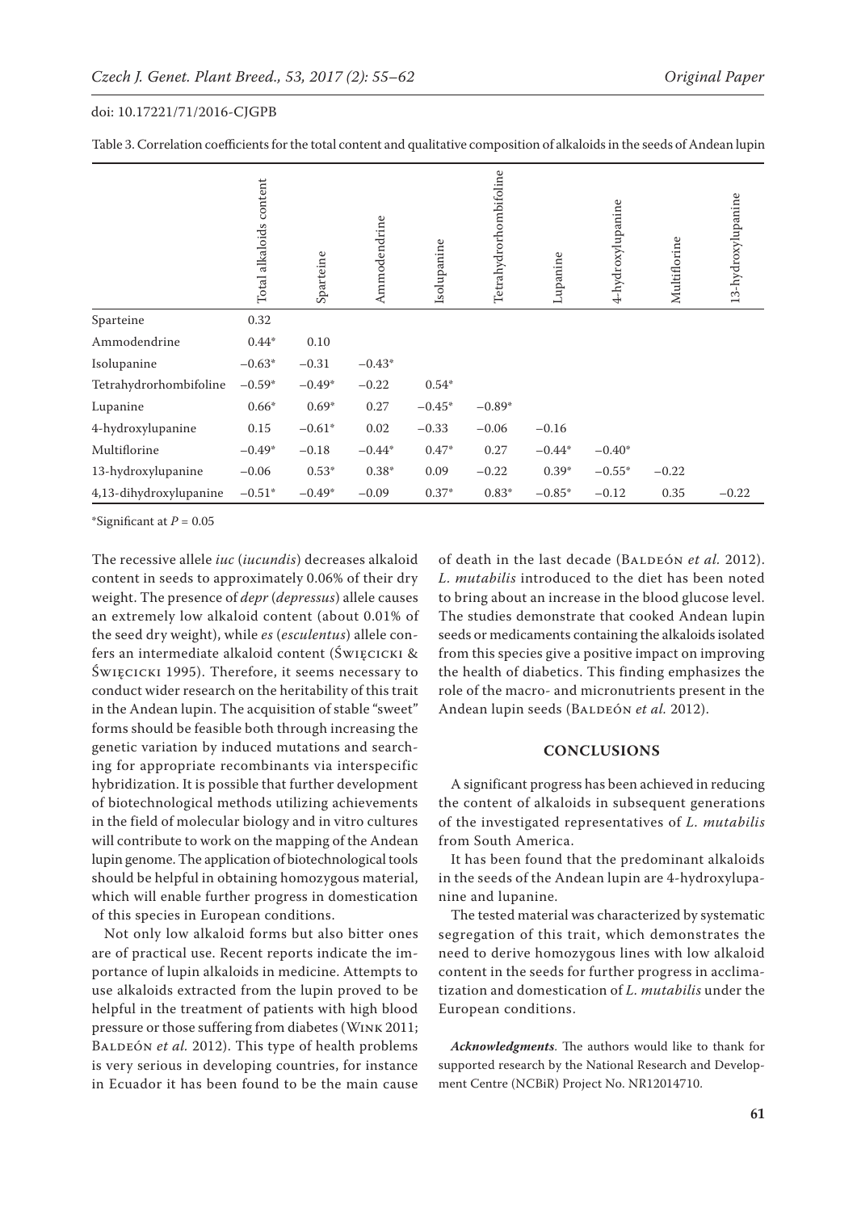doi: 10.17221/71/2016-CJGPB

Table 3. Correlation coefficients for the total content and qualitative composition of alkaloids in the seeds of Andean lupin

| | Total alkaloids content | Sparteine | Ammodendrine | Isolupanine | Tetrahydrorhombifoline | Lupanine | 4-hydroxylupanine | Multiflorine | 13-hydroxylupanine |
|---|---|---|---|---|---|---|---|---|---|
| Sparteine | 0.32 | | | | | | | | |
| Ammodendrine | 0.44* | 0.10 | | | | | | | |
| Isolupanine | −0.63* | −0.31 | −0.43* | | | | | | |
| Tetrahydrorhombifoline | −0.59* | −0.49* | −0.22 | 0.54* | | | | | |
| Lupanine | 0.66* | 0.69* | 0.27 | −0.45* | −0.89* | | | | |
| 4-hydroxylupanine | 0.15 | −0.61* | 0.02 | −0.33 | −0.06 | −0.16 | | | |
| Multiflorine | −0.49* | −0.18 | −0.44* | 0.47* | 0.27 | −0.44* | −0.40* | | |
| 13-hydroxylupanine | −0.06 | 0.53* | 0.38* | 0.09 | −0.22 | 0.39* | −0.55* | −0.22 | |
| 4,13-dihydroxylupanine | −0.51* | −0.49* | −0.09 | 0.37* | 0.83* | −0.85* | −0.12 | 0.35 | −0.22 |

*Significant at $P = 0.05$

The recessive allele *iuc* (*iucundis*) decreases alkaloid content in seeds to approximately 0.06% of their dry weight. The presence of *depr* (*depressus*) allele causes an extremely low alkaloid content (about 0.01% of the seed dry weight), while *es* (*esculentus*) allele confers an intermediate alkaloid content (Święcicki & Święcicki 1995). Therefore, it seems necessary to conduct wider research on the heritability of this trait in the Andean lupin. The acquisition of stable "sweet" forms should be feasible both through increasing the genetic variation by induced mutations and searching for appropriate recombinants via interspecific hybridization. It is possible that further development of biotechnological methods utilizing achievements in the field of molecular biology and in vitro cultures will contribute to work on the mapping of the Andean lupin genome. The application of biotechnological tools should be helpful in obtaining homozygous material, which will enable further progress in domestication of this species in European conditions.

Not only low alkaloid forms but also bitter ones are of practical use. Recent reports indicate the importance of lupin alkaloids in medicine. Attempts to use alkaloids extracted from the lupin proved to be helpful in the treatment of patients with high blood pressure or those suffering from diabetes (Wink 2011; Baldeón *et al.* 2012). This type of health problems is very serious in developing countries, for instance in Ecuador it has been found to be the main cause of death in the last decade (Baldeón *et al.* 2012). *L. mutabilis* introduced to the diet has been noted to bring about an increase in the blood glucose level. The studies demonstrate that cooked Andean lupin seeds or medicaments containing the alkaloids isolated from this species give a positive impact on improving the health of diabetics. This finding emphasizes the role of the macro- and micronutrients present in the Andean lupin seeds (Baldeón *et al.* 2012).

## CONCLUSIONS

A significant progress has been achieved in reducing the content of alkaloids in subsequent generations of the investigated representatives of *L. mutabilis* from South America.

It has been found that the predominant alkaloids in the seeds of the Andean lupin are 4-hydroxylupanine and lupanine.

The tested material was characterized by systematic segregation of this trait, which demonstrates the need to derive homozygous lines with low alkaloid content in the seeds for further progress in acclimatization and domestication of *L. mutabilis* under the European conditions.

***Acknowledgments**.* The authors would like to thank for supported research by the National Research and Development Centre (NCBiR) Project No. NR12014710.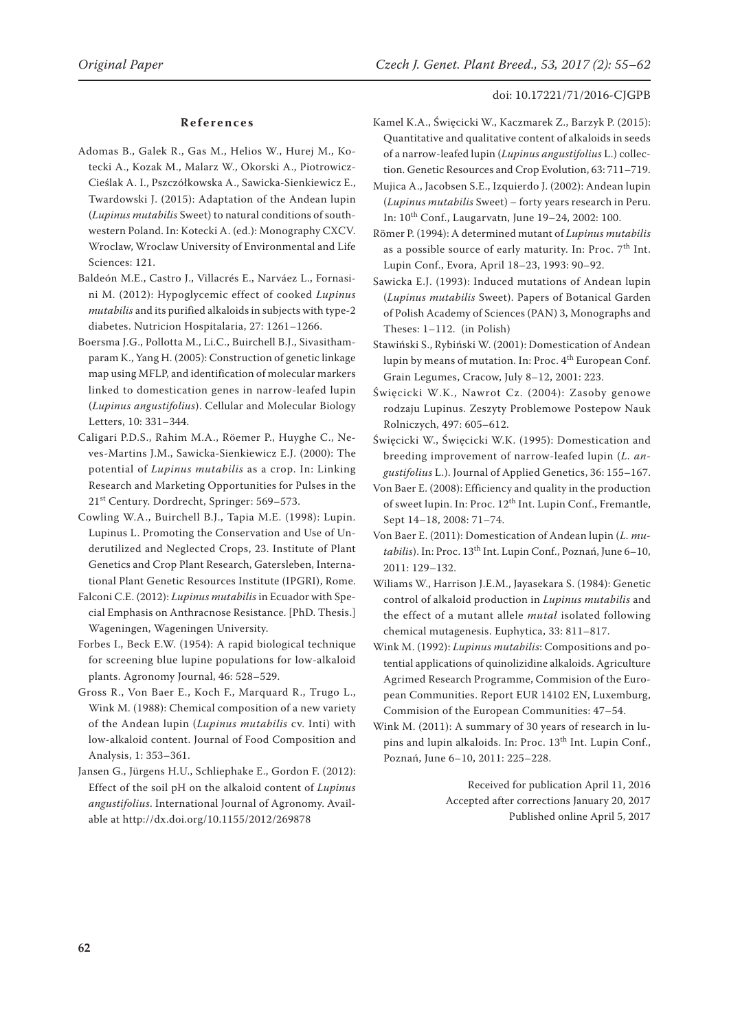## References

Adomas B., Galek R., Gas M., Helios W., Hurej M., Kotecki A., Kozak M., Malarz W., Okorski A., Piotrowicz-Cieślak A. I., Pszczółkowska A., Sawicka-Sienkiewicz E., Twardowski J. (2015): Adaptation of the Andean lupin (*Lupinus mutabilis* Sweet) to natural conditions of south-western Poland. In: Kotecki A. (ed.): Monography CXCV. Wroclaw, Wroclaw University of Environmental and Life Sciences: 121.

Baldeón M.E., Castro J., Villacrés E., Narváez L., Fornasini M. (2012): Hypoglycemic effect of cooked *Lupinus mutabilis* and its purified alkaloids in subjects with type-2 diabetes. Nutricion Hospitalaria, 27: 1261–1266.

Boersma J.G., Pollotta M., Li.C., Buirchell B.J., Sivasithamparam K., Yang H. (2005): Construction of genetic linkage map using MFLP, and identification of molecular markers linked to domestication genes in narrow-leafed lupin (*Lupinus angustifolius*). Cellular and Molecular Biology Letters, 10: 331–344.

Caligari P.D.S., Rahim M.A., Röemer P., Huyghe C., Neves-Martins J.M., Sawicka-Sienkiewicz E.J. (2000): The potential of *Lupinus mutabilis* as a crop. In: Linking Research and Marketing Opportunities for Pulses in the 21st Century. Dordrecht, Springer: 569–573.

Cowling W.A., Buirchell B.J., Tapia M.E. (1998): Lupin. Lupinus L. Promoting the Conservation and Use of Underutilized and Neglected Crops, 23. Institute of Plant Genetics and Crop Plant Research, Gatersleben, International Plant Genetic Resources Institute (IPGRI), Rome.

Falconi C.E. (2012): *Lupinus mutabilis* in Ecuador with Special Emphasis on Anthracnose Resistance. [PhD. Thesis.] Wageningen, Wageningen University.

Forbes I., Beck E.W. (1954): A rapid biological technique for screening blue lupine populations for low-alkaloid plants. Agronomy Journal, 46: 528–529.

Gross R., Von Baer E., Koch F., Marquard R., Trugo L., Wink M. (1988): Chemical composition of a new variety of the Andean lupin (*Lupinus mutabilis* cv. Inti) with low-alkaloid content. Journal of Food Composition and Analysis, 1: 353–361.

Jansen G., Jürgens H.U., Schliephake E., Gordon F. (2012): Effect of the soil pH on the alkaloid content of *Lupinus angustifolius*. International Journal of Agronomy. Available at http://dx.doi.org/10.1155/2012/269878

Kamel K.A., Święcicki W., Kaczmarek Z., Barzyk P. (2015): Quantitative and qualitative content of alkaloids in seeds of a narrow-leafed lupin (*Lupinus angustifolius* L.) collection. Genetic Resources and Crop Evolution, 63: 711–719.

Mujica A., Jacobsen S.E., Izquierdo J. (2002): Andean lupin (*Lupinus mutabilis* Sweet) – forty years research in Peru. In: 10th Conf., Laugarvatn, June 19–24, 2002: 100.

Römer P. (1994): A determined mutant of *Lupinus mutabilis* as a possible source of early maturity. In: Proc. 7th Int. Lupin Conf., Evora, April 18–23, 1993: 90–92.

Sawicka E.J. (1993): Induced mutations of Andean lupin (*Lupinus mutabilis* Sweet). Papers of Botanical Garden of Polish Academy of Sciences (PAN) 3, Monographs and Theses: 1–112. (in Polish)

Stawiński S., Rybiński W. (2001): Domestication of Andean lupin by means of mutation. In: Proc. 4th European Conf. Grain Legumes, Cracow, July 8–12, 2001: 223.

Święcicki W.K., Nawrot Cz. (2004): Zasoby genowe rodzaju Lupinus. Zeszyty Problemowe Postepow Nauk Rolniczych, 497: 605–612.

Święcicki W., Święcicki W.K. (1995): Domestication and breeding improvement of narrow-leafed lupin (*L. angustifolius* L.). Journal of Applied Genetics, 36: 155–167.

Von Baer E. (2008): Efficiency and quality in the production of sweet lupin. In: Proc. 12th Int. Lupin Conf., Fremantle, Sept 14–18, 2008: 71–74.

Von Baer E. (2011): Domestication of Andean lupin (*L. mutabilis*). In: Proc. 13th Int. Lupin Conf., Poznań, June 6–10, 2011: 129–132.

Wiliams W., Harrison J.E.M., Jayasekara S. (1984): Genetic control of alkaloid production in *Lupinus mutabilis* and the effect of a mutant allele *mutal* isolated following chemical mutagenesis. Euphytica, 33: 811–817.

Wink M. (1992): *Lupinus mutabilis*: Compositions and potential applications of quinolizidine alkaloids. Agriculture Agrimed Research Programme, Commision of the European Communities. Report EUR 14102 EN, Luxemburg, Commision of the European Communities: 47–54.

Wink M. (2011): A summary of 30 years of research in lupins and lupin alkaloids. In: Proc. 13th Int. Lupin Conf., Poznań, June 6–10, 2011: 225–228.

Received for publication April 11, 2016
Accepted after corrections January 20, 2017
Published online April 5, 2017